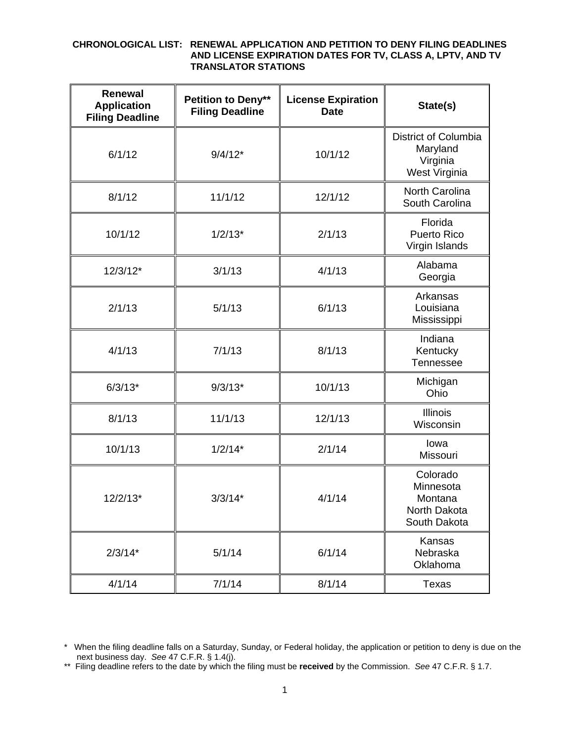**CHRONOLOGICAL LIST: RENEWAL APPLICATION AND PETITION TO DENY FILING DEADLINES AND LICENSE EXPIRATION DATES FOR TV, CLASS A, LPTV, AND TV TRANSLATOR STATIONS**

| Renewal Application Filing Deadline | Petition to Deny** Filing Deadline | License Expiration Date | State(s) |
|---|---|---|---|
| 6/1/12 | 9/4/12* | 10/1/12 | District of Columbia<br>Maryland<br>Virginia<br>West Virginia |
| 8/1/12 | 11/1/12 | 12/1/12 | North Carolina<br>South Carolina |
| 10/1/12 | 1/2/13* | 2/1/13 | Florida<br>Puerto Rico<br>Virgin Islands |
| 12/3/12* | 3/1/13 | 4/1/13 | Alabama<br>Georgia |
| 2/1/13 | 5/1/13 | 6/1/13 | Arkansas<br>Louisiana<br>Mississippi |
| 4/1/13 | 7/1/13 | 8/1/13 | Indiana<br>Kentucky<br>Tennessee |
| 6/3/13* | 9/3/13* | 10/1/13 | Michigan<br>Ohio |
| 8/1/13 | 11/1/13 | 12/1/13 | Illinois<br>Wisconsin |
| 10/1/13 | 1/2/14* | 2/1/14 | Iowa<br>Missouri |
| 12/2/13* | 3/3/14* | 4/1/14 | Colorado<br>Minnesota<br>Montana<br>North Dakota<br>South Dakota |
| 2/3/14* | 5/1/14 | 6/1/14 | Kansas<br>Nebraska<br>Oklahoma |
| 4/1/14 | 7/1/14 | 8/1/14 | Texas |

\* When the filing deadline falls on a Saturday, Sunday, or Federal holiday, the application or petition to deny is due on the next business day. *See* 47 C.F.R. § 1.4(j).

** Filing deadline refers to the date by which the filing must be **received** by the Commission. *See* 47 C.F.R. § 1.7.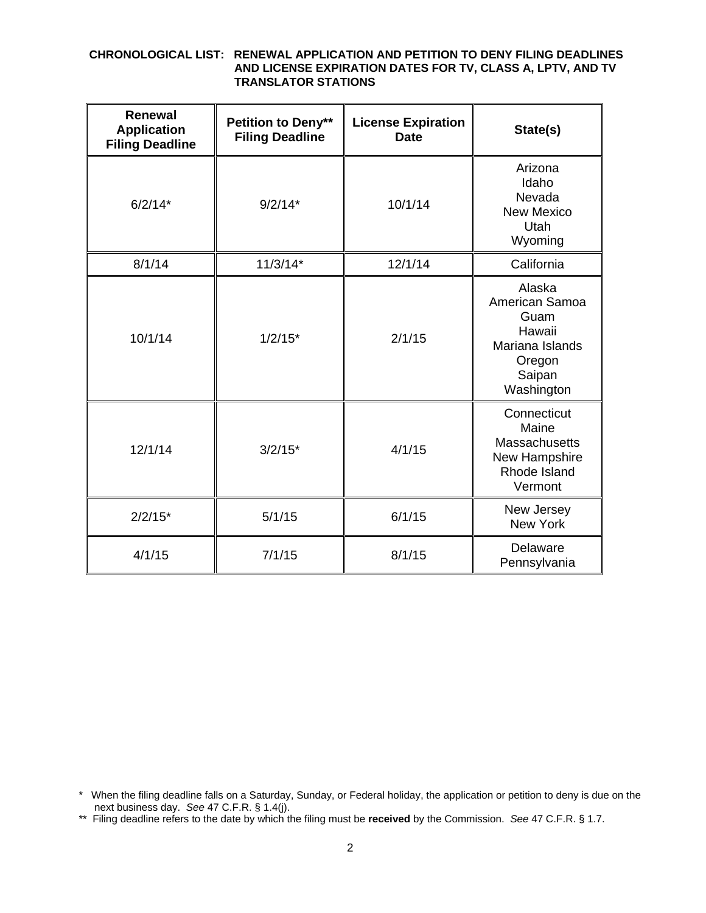**CHRONOLOGICAL LIST: RENEWAL APPLICATION AND PETITION TO DENY FILING DEADLINES AND LICENSE EXPIRATION DATES FOR TV, CLASS A, LPTV, AND TV TRANSLATOR STATIONS**

| Renewal Application Filing Deadline | Petition to Deny** Filing Deadline | License Expiration Date | State(s) |
|---|---|---|---|
| 6/2/14* | 9/2/14* | 10/1/14 | Arizona<br>Idaho<br>Nevada<br>New Mexico<br>Utah<br>Wyoming |
| 8/1/14 | 11/3/14* | 12/1/14 | California |
| 10/1/14 | 1/2/15* | 2/1/15 | Alaska<br>American Samoa<br>Guam<br>Hawaii<br>Mariana Islands<br>Oregon<br>Saipan<br>Washington |
| 12/1/14 | 3/2/15* | 4/1/15 | Connecticut<br>Maine<br>Massachusetts<br>New Hampshire<br>Rhode Island<br>Vermont |
| 2/2/15* | 5/1/15 | 6/1/15 | New Jersey<br>New York |
| 4/1/15 | 7/1/15 | 8/1/15 | Delaware<br>Pennsylvania |

\* When the filing deadline falls on a Saturday, Sunday, or Federal holiday, the application or petition to deny is due on the next business day. *See* 47 C.F.R. § 1.4(j).

** Filing deadline refers to the date by which the filing must be **received** by the Commission. *See* 47 C.F.R. § 1.7.